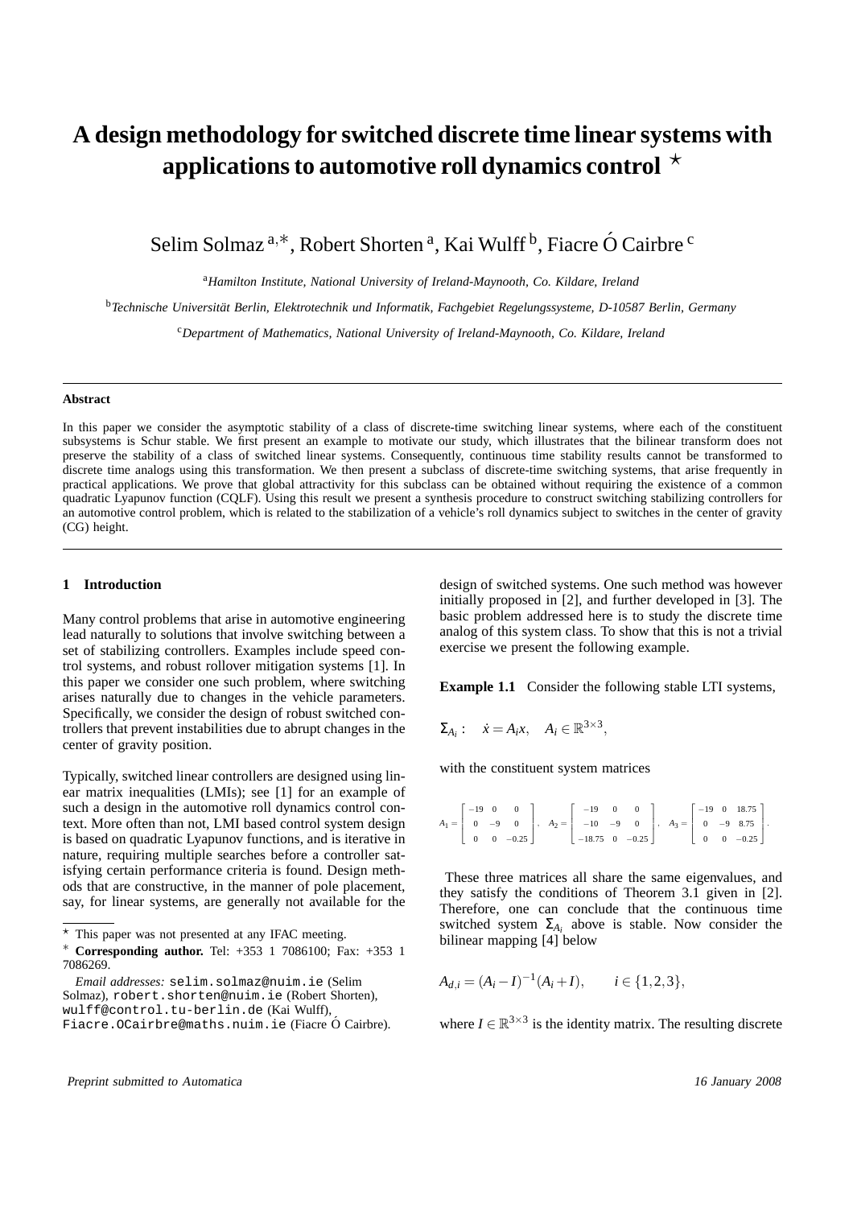# A design methodology for switched discrete time linear systems with applications to automotive roll dynamics control ⋆

Selim Solmaz [a,∗], Robert Shorten [a], Kai Wulff [b], Fiacre Ó Cairbre [c]

[a] *Hamilton Institute, National University of Ireland-Maynooth, Co. Kildare, Ireland*

[b] *Technische Universität Berlin, Elektrotechnik und Informatik, Fachgebiet Regelungssysteme, D-10587 Berlin, Germany*

[c] *Department of Mathematics, National University of Ireland-Maynooth, Co. Kildare, Ireland*

---

**Abstract**

In this paper we consider the asymptotic stability of a class of discrete-time switching linear systems, where each of the constituent subsystems is Schur stable. We first present an example to motivate our study, which illustrates that the bilinear transform does not preserve the stability of a class of switched linear systems. Consequently, continuous time stability results cannot be transformed to discrete time analogs using this transformation. We then present a subclass of discrete-time switching systems, that arise frequently in practical applications. We prove that global attractivity for this subclass can be obtained without requiring the existence of a common quadratic Lyapunov function (CQLF). Using this result we present a synthesis procedure to construct switching stabilizing controllers for an automotive control problem, which is related to the stabilization of a vehicle's roll dynamics subject to switches in the center of gravity (CG) height.

---

## 1 Introduction

Many control problems that arise in automotive engineering lead naturally to solutions that involve switching between a set of stabilizing controllers. Examples include speed control systems, and robust rollover mitigation systems [1]. In this paper we consider one such problem, where switching arises naturally due to changes in the vehicle parameters. Specifically, we consider the design of robust switched controllers that prevent instabilities due to abrupt changes in the center of gravity position.

Typically, switched linear controllers are designed using linear matrix inequalities (LMIs); see [1] for an example of such a design in the automotive roll dynamics control context. More often than not, LMI based control system design is based on quadratic Lyapunov functions, and is iterative in nature, requiring multiple searches before a controller satisfying certain performance criteria is found. Design methods that are constructive, in the manner of pole placement, say, for linear systems, are generally not available for the design of switched systems. One such method was however initially proposed in [2], and further developed in [3]. The basic problem addressed here is to study the discrete time analog of this system class. To show that this is not a trivial exercise we present the following example.

**Example 1.1** Consider the following stable LTI systems,

$$\Sigma_{A_i}: \quad \dot{x} = A_i x, \quad A_i \in \mathbb{R}^{3\times 3},$$

with the constituent system matrices

$$A_1 = \begin{bmatrix} -19 & 0 & 0 \\ 0 & -9 & 0 \\ 0 & 0 & -0.25 \end{bmatrix}, \quad A_2 = \begin{bmatrix} -19 & 0 & 0 \\ -10 & -9 & 0 \\ -18.75 & 0 & -0.25 \end{bmatrix}, \quad A_3 = \begin{bmatrix} -19 & 0 & 18.75 \\ 0 & -9 & 8.75 \\ 0 & 0 & -0.25 \end{bmatrix}.$$

These three matrices all share the same eigenvalues, and they satisfy the conditions of Theorem 3.1 given in [2]. Therefore, one can conclude that the continuous time switched system $\Sigma_{A_i}$ above is stable. Now consider the bilinear mapping [4] below

$$A_{d,i} = (A_i - I)^{-1}(A_i + I), \qquad i \in \{1,2,3\},$$

where $I \in \mathbb{R}^{3\times 3}$ is the identity matrix. The resulting discrete

---

⋆ This paper was not presented at any IFAC meeting.

∗ **Corresponding author.** Tel: +353 1 7086100; Fax: +353 1 7086269.

*Email addresses:* selim.solmaz@nuim.ie (Selim Solmaz), robert.shorten@nuim.ie (Robert Shorten), wulff@control.tu-berlin.de (Kai Wulff), Fiacre.OCairbre@maths.nuim.ie (Fiacre Ó Cairbre).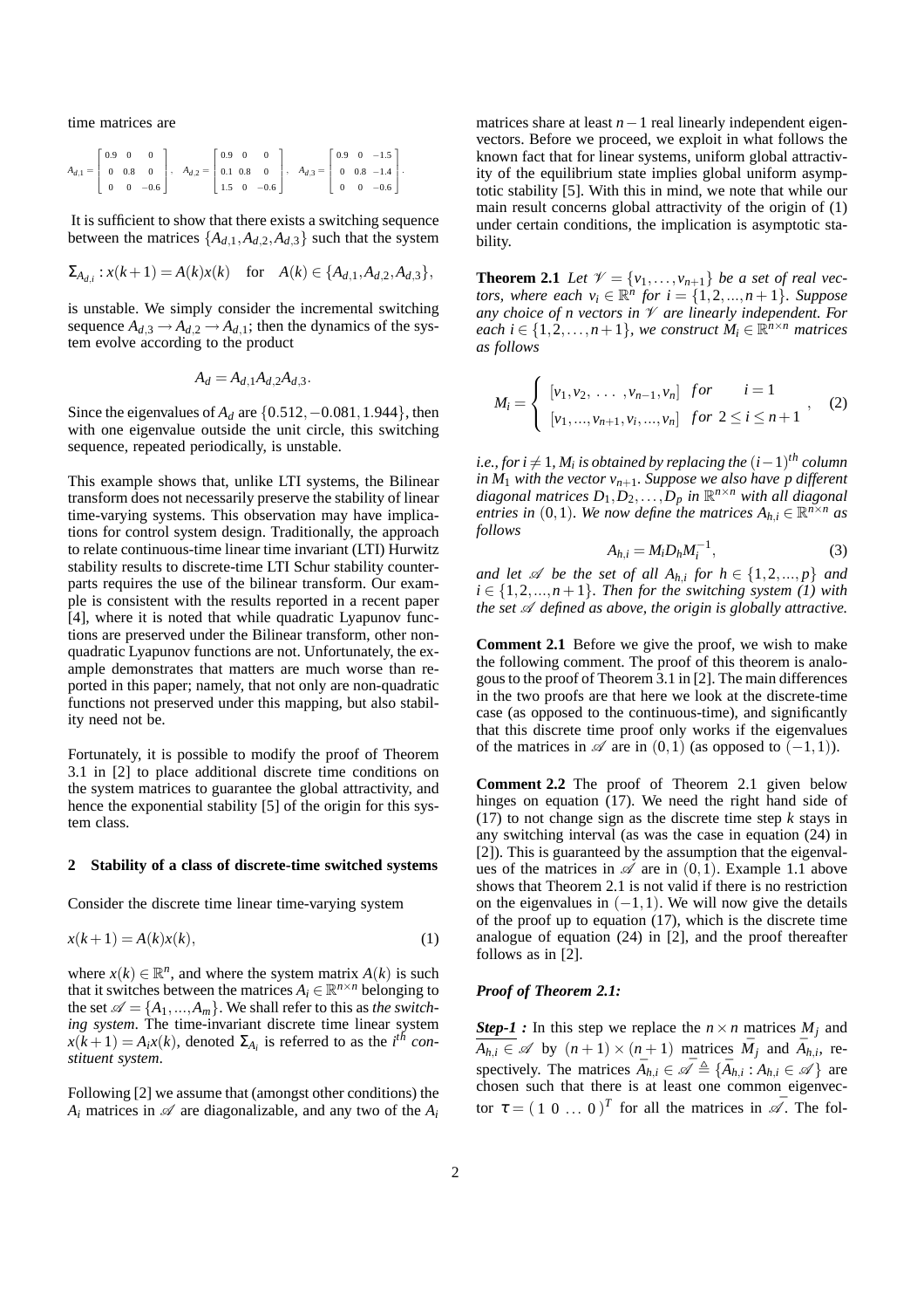time matrices are

$$A_{d,1} = \begin{bmatrix} 0.9 & 0 & 0 \\ 0 & 0.8 & 0 \\ 0 & 0 & -0.6 \end{bmatrix}, \quad A_{d,2} = \begin{bmatrix} 0.9 & 0 & 0 \\ 0.1 & 0.8 & 0 \\ 1.5 & 0 & -0.6 \end{bmatrix}, \quad A_{d,3} = \begin{bmatrix} 0.9 & 0 & -1.5 \\ 0 & 0.8 & -1.4 \\ 0 & 0 & -0.6 \end{bmatrix}.$$

It is sufficient to show that there exists a switching sequence between the matrices $\{A_{d,1}, A_{d,2}, A_{d,3}\}$ such that the system

$$\Sigma_{A_{d,i}} : x(k+1) = A(k)x(k) \quad \text{for} \quad A(k) \in \{A_{d,1}, A_{d,2}, A_{d,3}\},$$

is unstable. We simply consider the incremental switching sequence $A_{d,3} \to A_{d,2} \to A_{d,1}$; then the dynamics of the system evolve according to the product

$$A_d = A_{d,1}A_{d,2}A_{d,3}.$$

Since the eigenvalues of $A_d$ are $\{0.512, -0.081, 1.944\}$, then with one eigenvalue outside the unit circle, this switching sequence, repeated periodically, is unstable.

This example shows that, unlike LTI systems, the Bilinear transform does not necessarily preserve the stability of linear time-varying systems. This observation may have implications for control system design. Traditionally, the approach to relate continuous-time linear time invariant (LTI) Hurwitz stability results to discrete-time LTI Schur stability counterparts requires the use of the bilinear transform. Our example is consistent with the results reported in a recent paper [4], where it is noted that while quadratic Lyapunov functions are preserved under the Bilinear transform, other non-quadratic Lyapunov functions are not. Unfortunately, the example demonstrates that matters are much worse than reported in this paper; namely, that not only are non-quadratic functions not preserved under this mapping, but also stability need not be.

Fortunately, it is possible to modify the proof of Theorem 3.1 in [2] to place additional discrete time conditions on the system matrices to guarantee the global attractivity, and hence the exponential stability [5] of the origin for this system class.

## 2 Stability of a class of discrete-time switched systems

Consider the discrete time linear time-varying system

$$x(k+1) = A(k)x(k), \tag{1}$$

where $x(k) \in \mathbb{R}^n$, and where the system matrix $A(k)$ is such that it switches between the matrices $A_i \in \mathbb{R}^{n\times n}$ belonging to the set $\mathscr{A} = \{A_1, \ldots, A_m\}$. We shall refer to this as *the switching system*. The time-invariant discrete time linear system $x(k+1) = A_i x(k)$, denoted $\Sigma_{A_i}$ is referred to as the $i^{th}$ *constituent system*.

Following [2] we assume that (amongst other conditions) the $A_i$ matrices in $\mathscr{A}$ are diagonalizable, and any two of the $A_i$ matrices share at least $n-1$ real linearly independent eigenvectors. Before we proceed, we exploit in what follows the known fact that for linear systems, uniform global attractivity of the equilibrium state implies global uniform asymptotic stability [5]. With this in mind, we note that while our main result concerns global attractivity of the origin of (1) under certain conditions, the implication is asymptotic stability.

**Theorem 2.1** *Let $\mathscr{V} = \{v_1, \ldots, v_{n+1}\}$ be a set of real vectors, where each $v_i \in \mathbb{R}^n$ for $i = \{1, 2, \ldots, n+1\}$. Suppose any choice of $n$ vectors in $\mathscr{V}$ are linearly independent. For each $i \in \{1, 2, \ldots, n+1\}$, we construct $M_i \in \mathbb{R}^{n\times n}$ matrices as follows*

$$M_i = \begin{cases} [v_1, v_2, \ \ldots \ , v_{n-1}, v_n] & for \quad i = 1 \\ [v_1, \ldots, v_{n+1}, v_i, \ldots, v_n] & for \ 2 \le i \le n+1 \end{cases}, \tag{2}$$

*i.e., for $i \neq 1$, $M_i$ is obtained by replacing the $(i-1)^{th}$ column in $M_1$ with the vector $v_{n+1}$. Suppose we also have $p$ different diagonal matrices $D_1, D_2, \ldots, D_p$ in $\mathbb{R}^{n\times n}$ with all diagonal entries in $(0,1)$. We now define the matrices $A_{h,i} \in \mathbb{R}^{n\times n}$ as follows*

$$A_{h,i} = M_i D_h M_i^{-1}, \tag{3}$$

*and let $\mathscr{A}$ be the set of all $A_{h,i}$ for $h \in \{1, 2, \ldots, p\}$ and $i \in \{1, 2, \ldots, n+1\}$. Then for the switching system (1) with the set $\mathscr{A}$ defined as above, the origin is globally attractive.*

**Comment 2.1** Before we give the proof, we wish to make the following comment. The proof of this theorem is analogous to the proof of Theorem 3.1 in [2]. The main differences in the two proofs are that here we look at the discrete-time case (as opposed to the continuous-time), and significantly that this discrete time proof only works if the eigenvalues of the matrices in $\mathscr{A}$ are in $(0,1)$ (as opposed to $(-1,1)$).

**Comment 2.2** The proof of Theorem 2.1 given below hinges on equation (17). We need the right hand side of (17) to not change sign as the discrete time step $k$ stays in any switching interval (as was the case in equation (24) in [2]). This is guaranteed by the assumption that the eigenvalues of the matrices in $\mathscr{A}$ are in $(0,1)$. Example 1.1 above shows that Theorem 2.1 is not valid if there is no restriction on the eigenvalues in $(-1,1)$. We will now give the details of the proof up to equation (17), which is the discrete time analogue of equation (24) in [2], and the proof thereafter follows as in [2].

***Proof of Theorem 2.1:***

***Step-1 :*** In this step we replace the $n \times n$ matrices $M_j$ and $A_{h,i} \in \mathscr{A}$ by $(n+1) \times (n+1)$ matrices $\bar{M}_j$ and $\bar{A}_{h,i}$, respectively. The matrices $\bar{A}_{h,i} \in \bar{\mathscr{A}} \triangleq \{\bar{A}_{h,i} : A_{h,i} \in \mathscr{A}\}$ are chosen such that there is at least one common eigenvector $\tau = (\,1 \ 0 \ \ldots \ 0\,)^T$ for all the matrices in $\bar{\mathscr{A}}$. The fol-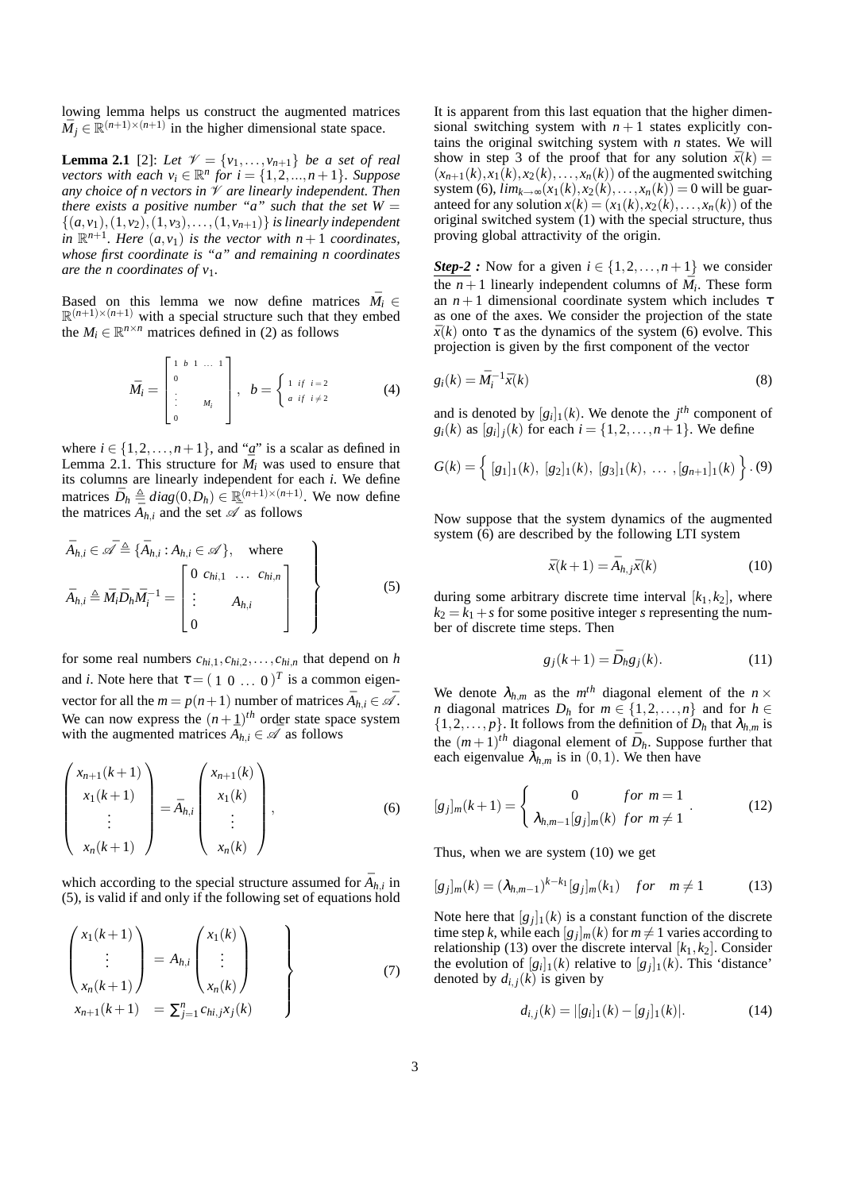lowing lemma helps us construct the augmented matrices $\bar{M}_j \in \mathbb{R}^{(n+1)\times(n+1)}$ in the higher dimensional state space.

**Lemma 2.1** [2]: *Let $\mathscr{V} = \{v_1, \ldots, v_{n+1}\}$ be a set of real vectors with each $v_i \in \mathbb{R}^n$ for $i = \{1, 2, ..., n+1\}$. Suppose any choice of $n$ vectors in $\mathscr{V}$ are linearly independent. Then there exists a positive number "$a$" such that the set $W = \{(a, v_1), (1, v_2), (1, v_3), \ldots, (1, v_{n+1})\}$ is linearly independent in $\mathbb{R}^{n+1}$. Here $(a, v_1)$ is the vector with $n+1$ coordinates, whose first coordinate is "$a$" and remaining $n$ coordinates are the $n$ coordinates of $v_1$.*

Based on this lemma we now define matrices $\bar{M}_i \in \mathbb{R}^{(n+1)\times(n+1)}$ with a special structure such that they embed the $M_i \in \mathbb{R}^{n\times n}$ matrices defined in (2) as follows

$$\bar{M}_i = \begin{bmatrix} 1 & b & 1 & \ldots & 1 \\ 0 & & & & \\ \vdots & & & M_i & \\ 0 & & & & \end{bmatrix}, \quad b = \begin{cases} 1 & if \;\; i = 2 \\ a & if \;\; i \neq 2 \end{cases} \tag{4}$$

where $i \in \{1, 2, \ldots, n+1\}$, and "$\underline{a}$" is a scalar as defined in Lemma 2.1. This structure for $\bar{M}_i$ was used to ensure that its columns are linearly independent for each $i$. We define matrices $\bar{D}_h \triangleq diag(0, D_h) \in \mathbb{R}^{(n+1)\times(n+1)}$. We now define the matrices $\bar{A}_{h,i}$ and the set $\bar{\mathscr{A}}$ as follows

$$\left.\begin{aligned} &\bar{A}_{h,i} \in \bar{\mathscr{A}} \triangleq \{\bar{A}_{h,i} : A_{h,i} \in \mathscr{A}\}, \quad \text{where} \\ &\bar{A}_{h,i} \triangleq \bar{M}_i \bar{D}_h \bar{M}_i^{-1} = \begin{bmatrix} 0 & c_{hi,1} & \ldots & c_{hi,n} \\ \vdots & & A_{h,i} & \\ 0 & & & \end{bmatrix} \end{aligned}\right\} \tag{5}$$

for some real numbers $c_{hi,1}, c_{hi,2}, \ldots, c_{hi,n}$ that depend on $h$ and $i$. Note here that $\tau = (\,1 \;\, 0 \;\, \ldots \;\, 0\,)^T$ is a common eigenvector for all the $m = p(n+1)$ number of matrices $\bar{A}_{h,i} \in \bar{\mathscr{A}}$. We can now express the $(n+1)^{th}$ order state space system with the augmented matrices $\bar{A}_{h,i} \in \bar{\mathscr{A}}$ as follows

$$\begin{pmatrix} x_{n+1}(k+1) \\ x_1(k+1) \\ \vdots \\ x_n(k+1) \end{pmatrix} = \bar{A}_{h,i} \begin{pmatrix} x_{n+1}(k) \\ x_1(k) \\ \vdots \\ x_n(k) \end{pmatrix}, \tag{6}$$

which according to the special structure assumed for $\bar{A}_{h,i}$ in (5), is valid if and only if the following set of equations hold

$$\left.\begin{aligned} \begin{pmatrix} x_1(k+1) \\ \vdots \\ x_n(k+1) \end{pmatrix} &= A_{h,i} \begin{pmatrix} x_1(k) \\ \vdots \\ x_n(k) \end{pmatrix} \\ x_{n+1}(k+1) &= \textstyle\sum_{j=1}^{n} c_{hi,j} x_j(k) \end{aligned}\right\} \tag{7}$$

It is apparent from this last equation that the higher dimensional switching system with $n+1$ states explicitly contains the original switching system with $n$ states. We will show in step 3 of the proof that for any solution $\bar{x}(k) = (x_{n+1}(k), x_1(k), x_2(k), \ldots, x_n(k))$ of the augmented switching system (6), $lim_{k\to\infty}(x_1(k), x_2(k), \ldots, x_n(k)) = 0$ will be guaranteed for any solution $x(k) = (x_1(k), x_2(k), \ldots, x_n(k))$ of the original switched system (1) with the special structure, thus proving global attractivity of the origin.

***Step-2*** **:** Now for a given $i \in \{1, 2, \ldots, n+1\}$ we consider the $n+1$ linearly independent columns of $\bar{M}_i$. These form an $n+1$ dimensional coordinate system which includes $\tau$ as one of the axes. We consider the projection of the state $\bar{x}(k)$ onto $\tau$ as the dynamics of the system (6) evolve. This projection is given by the first component of the vector

$$g_i(k) = \bar{M}_i^{-1} \bar{x}(k) \tag{8}$$

and is denoted by $[g_i]_1(k)$. We denote the $j^{th}$ component of $g_i(k)$ as $[g_i]_j(k)$ for each $i = \{1, 2, \ldots, n+1\}$. We define

$$G(k) = \Big\{\, [g_1]_1(k),\; [g_2]_1(k),\; [g_3]_1(k),\; \ldots\;, [g_{n+1}]_1(k) \,\Big\}. \tag{9}$$

Now suppose that the system dynamics of the augmented system (6) are described by the following LTI system

$$\bar{x}(k+1) = \bar{A}_{h,j} \bar{x}(k) \tag{10}$$

during some arbitrary discrete time interval $[k_1, k_2]$, where $k_2 = k_1 + s$ for some positive integer $s$ representing the number of discrete time steps. Then

$$g_j(k+1) = \bar{D}_h g_j(k). \tag{11}$$

We denote $\lambda_{h,m}$ as the $m^{th}$ diagonal element of the $n \times n$ diagonal matrices $D_h$ for $m \in \{1, 2, \ldots, n\}$ and for $h \in \{1, 2, \ldots, p\}$. It follows from the definition of $D_h$ that $\lambda_{h,m}$ is the $(m+1)^{th}$ diagonal element of $\bar{D}_h$. Suppose further that each eigenvalue $\lambda_{h,m}$ is in $(0, 1)$. We then have

$$[g_j]_m(k+1) = \begin{cases} 0 & for \;\; m = 1 \\ \lambda_{h,m-1} [g_j]_m(k) & for \;\; m \neq 1 \end{cases}. \tag{12}$$

Thus, when we are system (10) we get

$$[g_j]_m(k) = (\lambda_{h,m-1})^{k-k_1} [g_j]_m(k_1) \quad for \quad m \neq 1 \tag{13}$$

Note here that $[g_j]_1(k)$ is a constant function of the discrete time step $k$, while each $[g_j]_m(k)$ for $m \neq 1$ varies according to relationship (13) over the discrete interval $[k_1, k_2]$. Consider the evolution of $[g_i]_1(k)$ relative to $[g_j]_1(k)$. This 'distance' denoted by $d_{i,j}(k)$ is given by

$$d_{i,j}(k) = |[g_i]_1(k) - [g_j]_1(k)|. \tag{14}$$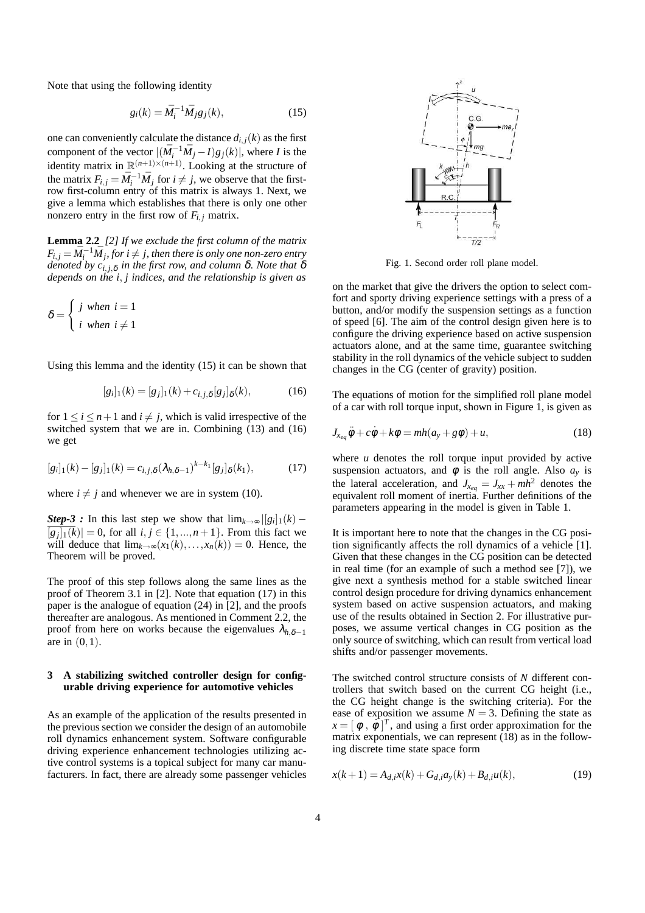Note that using the following identity

$$g_i(k) = \bar{M}_i^{-1}\bar{M}_j g_j(k), \tag{15}$$

one can conveniently calculate the distance $d_{i,j}(k)$ as the first component of the vector $|(\bar{M}_i^{-1}\bar{M}_j - I)g_j(k)|$, where $I$ is the identity matrix in $\mathbb{R}^{(n+1)\times(n+1)}$. Looking at the structure of the matrix $F_{i,j} = \bar{M}_i^{-1}\bar{M}_j$ for $i \neq j$, we observe that the first-row first-column entry of this matrix is always 1. Next, we give a lemma which establishes that there is only one other nonzero entry in the first row of $F_{i,j}$ matrix.

**Lemma 2.2** *[2] If we exclude the first column of the matrix $F_{i,j} = \bar{M}_i^{-1}\bar{M}_j$, for $i \neq j$, then there is only one non-zero entry denoted by $c_{i,j,\delta}$ in the first row, and column $\delta$. Note that $\delta$ depends on the $i, j$ indices, and the relationship is given as*

$$\delta = \begin{cases} j & \text{when } i = 1 \\ i & \text{when } i \neq 1 \end{cases}$$

Using this lemma and the identity (15) it can be shown that

$$[g_i]_1(k) = [g_j]_1(k) + c_{i,j,\delta}[g_j]_\delta(k), \tag{16}$$

for $1 \leq i \leq n+1$ and $i \neq j$, which is valid irrespective of the switched system that we are in. Combining (13) and (16) we get

$$[g_i]_1(k) - [g_j]_1(k) = c_{i,j,\delta}(\lambda_{h,\delta-1})^{k-k_1}[g_j]_\delta(k_1), \tag{17}$$

where $i \neq j$ and whenever we are in system (10).

***Step-3 :*** In this last step we show that $\lim_{k\to\infty}|[g_i]_1(k) - [g_j]_1(k)| = 0$, for all $i, j \in \{1, ..., n+1\}$. From this fact we will deduce that $\lim_{k\to\infty}(x_1(k), \ldots, x_n(k)) = 0$. Hence, the Theorem will be proved.

The proof of this step follows along the same lines as the proof of Theorem 3.1 in [2]. Note that equation (17) in this paper is the analogue of equation (24) in [2], and the proofs thereafter are analogous. As mentioned in Comment 2.2, the proof from here on works because the eigenvalues $\lambda_{h,\delta-1}$ are in $(0,1)$.

## 3 A stabilizing switched controller design for configurable driving experience for automotive vehicles

As an example of the application of the results presented in the previous section we consider the design of an automobile roll dynamics enhancement system. Software configurable driving experience enhancement technologies utilizing active control systems is a topical subject for many car manufacturers. In fact, there are already some passenger vehicles on the market that give the drivers the option to select comfort and sporty driving experience settings with a press of a button, and/or modify the suspension settings as a function of speed [6]. The aim of the control design given here is to configure the driving experience based on active suspension actuators alone, and at the same time, guarantee switching stability in the roll dynamics of the vehicle subject to sudden changes in the CG (center of gravity) position.

Fig. 1. Second order roll plane model.

The equations of motion for the simplified roll plane model of a car with roll torque input, shown in Figure 1, is given as

$$J_{x_{eq}}\ddot{\phi} + c\dot{\phi} + k\phi = mh(a_y + g\phi) + u, \tag{18}$$

where $u$ denotes the roll torque input provided by active suspension actuators, and $\phi$ is the roll angle. Also $a_y$ is the lateral acceleration, and $J_{x_{eq}} = J_{xx} + mh^2$ denotes the equivalent roll moment of inertia. Further definitions of the parameters appearing in the model is given in Table 1.

It is important here to note that the changes in the CG position significantly affects the roll dynamics of a vehicle [1]. Given that these changes in the CG position can be detected in real time (for an example of such a method see [7]), we give next a synthesis method for a stable switched linear control design procedure for driving dynamics enhancement system based on active suspension actuators, and making use of the results obtained in Section 2. For illustrative purposes, we assume vertical changes in CG position as the only source of switching, which can result from vertical load shifts and/or passenger movements.

The switched control structure consists of $N$ different controllers that switch based on the current CG height (i.e., the CG height change is the switching criteria). For the ease of exposition we assume $N = 3$. Defining the state as $x = [\ \phi\ ,\ \dot{\phi}\ ]^T$, and using a first order approximation for the matrix exponentials, we can represent (18) as in the following discrete time state space form

$$x(k+1) = A_{d,i}x(k) + G_{d,i}a_y(k) + B_{d,i}u(k), \tag{19}$$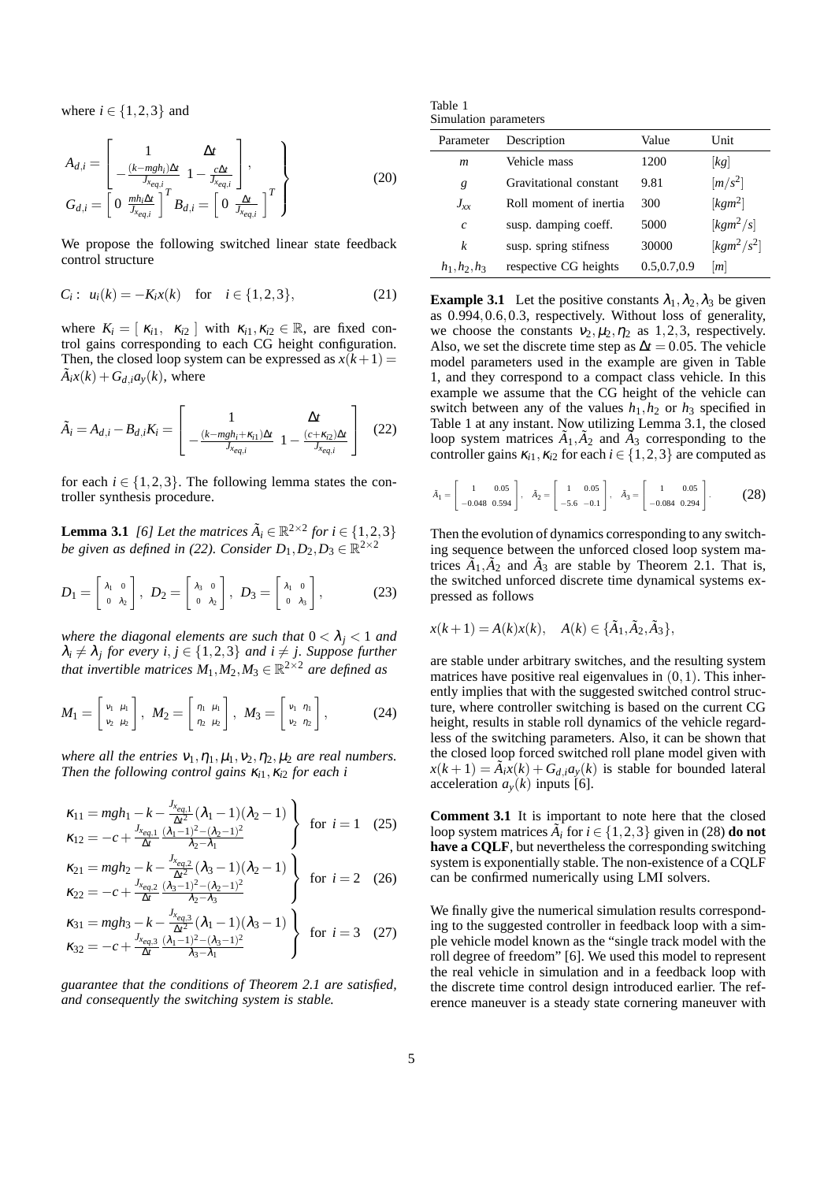where $i \in \{1,2,3\}$ and

$$
\left.\begin{array}{l}
A_{d,i} = \begin{bmatrix} 1 & \Delta t \\ -\frac{(k-mgh_i)\Delta t}{J_{x_{eq,i}}} & 1-\frac{c\Delta t}{J_{x_{eq,i}}} \end{bmatrix}, \\
G_{d,i} = \begin{bmatrix} 0 & \frac{mh_i\Delta t}{J_{x_{eq,i}}} \end{bmatrix}^T B_{d,i} = \begin{bmatrix} 0 & \frac{\Delta t}{J_{x_{eq,i}}} \end{bmatrix}^T
\end{array}\right\} \tag{20}
$$

We propose the following switched linear state feedback control structure

$$
C_i: \; u_i(k) = -K_i x(k) \quad \text{for} \quad i \in \{1,2,3\}, \tag{21}
$$

where $K_i = [\; \kappa_{i1}, \;\; \kappa_{i2} \;]$ with $\kappa_{i1}, \kappa_{i2} \in \mathbb{R}$, are fixed control gains corresponding to each CG height configuration. Then, the closed loop system can be expressed as $x(k+1) = \tilde{A}_i x(k) + G_{d,i} a_y(k)$, where

$$
\tilde{A}_i = A_{d,i} - B_{d,i}K_i = \begin{bmatrix} 1 & \Delta t \\ -\frac{(k-mgh_i+\kappa_{i1})\Delta t}{J_{x_{eq,i}}} & 1-\frac{(c+\kappa_{i2})\Delta t}{J_{x_{eq,i}}} \end{bmatrix} \tag{22}
$$

for each $i \in \{1,2,3\}$. The following lemma states the controller synthesis procedure.

**Lemma 3.1** *[6] Let the matrices $\tilde{A}_i \in \mathbb{R}^{2\times 2}$ for $i \in \{1,2,3\}$ be given as defined in (22). Consider $D_1, D_2, D_3 \in \mathbb{R}^{2\times 2}$*

$$
D_1 = \begin{bmatrix} \lambda_1 & 0 \\ 0 & \lambda_2 \end{bmatrix}, \; D_2 = \begin{bmatrix} \lambda_3 & 0 \\ 0 & \lambda_2 \end{bmatrix}, \; D_3 = \begin{bmatrix} \lambda_1 & 0 \\ 0 & \lambda_3 \end{bmatrix}, \tag{23}
$$

*where the diagonal elements are such that $0 < \lambda_j < 1$ and $\lambda_i \neq \lambda_j$ for every $i, j \in \{1,2,3\}$ and $i \neq j$. Suppose further that invertible matrices $M_1, M_2, M_3 \in \mathbb{R}^{2\times 2}$ are defined as*

$$
M_1 = \begin{bmatrix} \nu_1 & \mu_1 \\ \nu_2 & \mu_2 \end{bmatrix}, \; M_2 = \begin{bmatrix} \eta_1 & \mu_1 \\ \eta_2 & \mu_2 \end{bmatrix}, \; M_3 = \begin{bmatrix} \nu_1 & \eta_1 \\ \nu_2 & \eta_2 \end{bmatrix}, \tag{24}
$$

*where all the entries $\nu_1, \eta_1, \mu_1, \nu_2, \eta_2, \mu_2$ are real numbers. Then the following control gains $\kappa_{i1}, \kappa_{i2}$ for each $i$*

$$
\left.\begin{array}{l}
\kappa_{11} = mgh_1 - k - \frac{J_{x_{eq,1}}}{\Delta t^2}(\lambda_1 - 1)(\lambda_2 - 1) \\
\kappa_{12} = -c + \frac{J_{x_{eq,1}}}{\Delta t}\frac{(\lambda_1-1)^2-(\lambda_2-1)^2}{\lambda_2-\lambda_1}
\end{array}\right\} \text{ for } i=1 \tag{25}
$$

$$
\left.\begin{array}{l}
\kappa_{21} = mgh_2 - k - \frac{J_{x_{eq,2}}}{\Delta t^2}(\lambda_3 - 1)(\lambda_2 - 1) \\
\kappa_{22} = -c + \frac{J_{x_{eq,2}}}{\Delta t}\frac{(\lambda_3-1)^2-(\lambda_2-1)^2}{\lambda_2-\lambda_3}
\end{array}\right\} \text{ for } i=2 \tag{26}
$$

$$
\left.\begin{array}{l}
\kappa_{31} = mgh_3 - k - \frac{J_{x_{eq,3}}}{\Delta t^2}(\lambda_1 - 1)(\lambda_3 - 1) \\
\kappa_{32} = -c + \frac{J_{x_{eq,3}}}{\Delta t}\frac{(\lambda_1-1)^2-(\lambda_3-1)^2}{\lambda_3-\lambda_1}
\end{array}\right\} \text{ for } i=3 \tag{27}
$$

*guarantee that the conditions of Theorem 2.1 are satisfied, and consequently the switching system is stable.*

Table 1
Simulation parameters

| Parameter | Description | Value | Unit |
|---|---|---|---|
| $m$ | Vehicle mass | 1200 | $[kg]$ |
| $g$ | Gravitational constant | 9.81 | $[m/s^2]$ |
| $J_{xx}$ | Roll moment of inertia | 300 | $[kgm^2]$ |
| $c$ | susp. damping coeff. | 5000 | $[kgm^2/s]$ |
| $k$ | susp. spring stifness | 30000 | $[kgm^2/s^2]$ |
| $h_1, h_2, h_3$ | respective CG heights | 0.5,0.7,0.9 | $[m]$ |

**Example 3.1** Let the positive constants $\lambda_1, \lambda_2, \lambda_3$ be given as $0.994, 0.6, 0.3$, respectively. Without loss of generality, we choose the constants $\nu_2, \mu_2, \eta_2$ as $1,2,3$, respectively. Also, we set the discrete time step as $\Delta t = 0.05$. The vehicle model parameters used in the example are given in Table 1, and they correspond to a compact class vehicle. In this example we assume that the CG height of the vehicle can switch between any of the values $h_1, h_2$ or $h_3$ specified in Table 1 at any instant. Now utilizing Lemma 3.1, the closed loop system matrices $\tilde{A}_1, \tilde{A}_2$ and $\tilde{A}_3$ corresponding to the controller gains $\kappa_{i1}, \kappa_{i2}$ for each $i \in \{1,2,3\}$ are computed as

$$
\tilde{A}_1 = \begin{bmatrix} 1 & 0.05 \\ -0.048 & 0.594 \end{bmatrix}, \quad \tilde{A}_2 = \begin{bmatrix} 1 & 0.05 \\ -5.6 & -0.1 \end{bmatrix}, \quad \tilde{A}_3 = \begin{bmatrix} 1 & 0.05 \\ -0.084 & 0.294 \end{bmatrix}. \tag{28}
$$

Then the evolution of dynamics corresponding to any switching sequence between the unforced closed loop system matrices $\tilde{A}_1, \tilde{A}_2$ and $\tilde{A}_3$ are stable by Theorem 2.1. That is, the switched unforced discrete time dynamical systems expressed as follows

$$
x(k+1) = A(k)x(k), \quad A(k) \in \{\tilde{A}_1, \tilde{A}_2, \tilde{A}_3\},
$$

are stable under arbitrary switches, and the resulting system matrices have positive real eigenvalues in $(0,1)$. This inherently implies that with the suggested switched control structure, where controller switching is based on the current CG height, results in stable roll dynamics of the vehicle regardless of the switching parameters. Also, it can be shown that the closed loop forced switched roll plane model given with $x(k+1) = \tilde{A}_i x(k) + G_{d,i} a_y(k)$ is stable for bounded lateral acceleration $a_y(k)$ inputs [6].

**Comment 3.1** It is important to note here that the closed loop system matrices $\tilde{A}_i$ for $i \in \{1,2,3\}$ given in (28) **do not have a CQLF**, but nevertheless the corresponding switching system is exponentially stable. The non-existence of a CQLF can be confirmed numerically using LMI solvers.

We finally give the numerical simulation results corresponding to the suggested controller in feedback loop with a simple vehicle model known as the "single track model with the roll degree of freedom" [6]. We used this model to represent the real vehicle in simulation and in a feedback loop with the discrete time control design introduced earlier. The reference maneuver is a steady state cornering maneuver with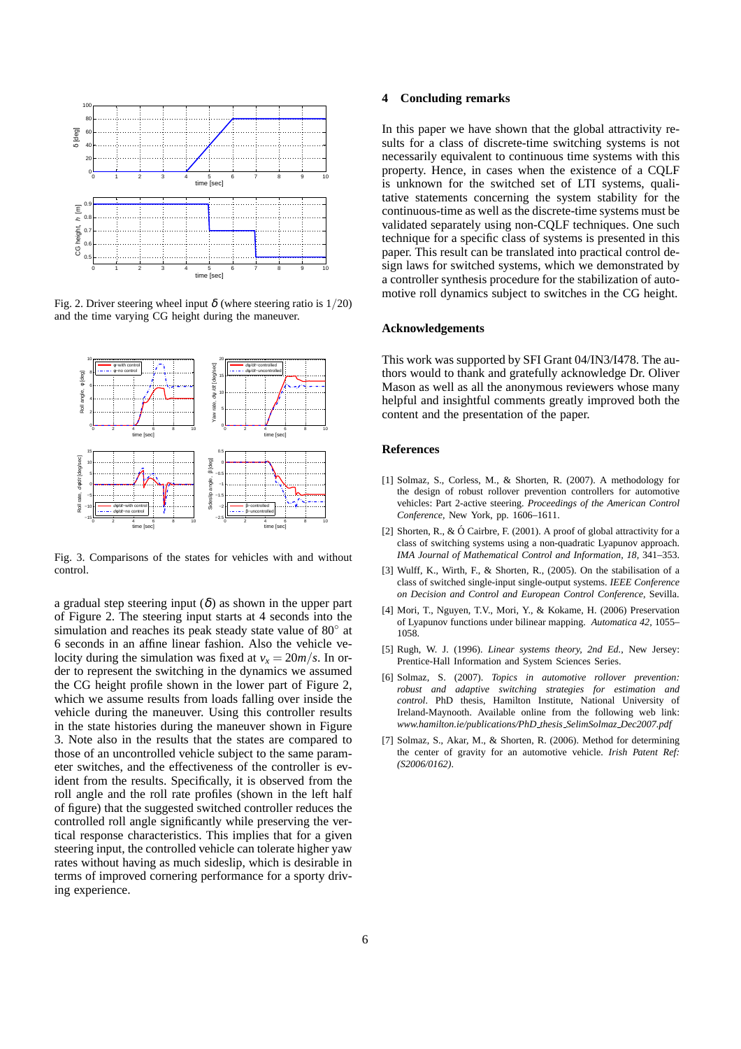100
80
60
40
20
0
δ [deg]
0 1 2 3 4 5 6 7 8 9 10
time [sec]

0.9
0.8
0.7
0.6
0.5
CG height, h [m]
0 1 2 3 4 5 6 7 8 9 10
time [sec]

Fig. 2. Driver steering wheel input $\delta$ (where steering ratio is $1/20$) and the time varying CG height during the maneuver.

φ-with control
φ-no control
Roll angle, φ [deg]
time [sec]

dψ/dt-controlled
dψ/dt-uncontrolled
Yaw rate, dψ/dt [deg/sec]
time [sec]

dφ/dt-with control
dφ/dt-no control
Roll rate, dφ/dt [deg/sec]
time [sec]

β-controlled
β-uncontrolled
Sideslip angle, β [deg]
time [sec]

Fig. 3. Comparisons of the states for vehicles with and without control.

a gradual step steering input ($\delta$) as shown in the upper part of Figure 2. The steering input starts at 4 seconds into the simulation and reaches its peak steady state value of $80^\circ$ at 6 seconds in an affine linear fashion. Also the vehicle velocity during the simulation was fixed at $v_x = 20m/s$. In order to represent the switching in the dynamics we assumed the CG height profile shown in the lower part of Figure 2, which we assume results from loads falling over inside the vehicle during the maneuver. Using this controller results in the state histories during the maneuver shown in Figure 3. Note also in the results that the states are compared to those of an uncontrolled vehicle subject to the same parameter switches, and the effectiveness of the controller is evident from the results. Specifically, it is observed from the roll angle and the roll rate profiles (shown in the left half of figure) that the suggested switched controller reduces the controlled roll angle significantly while preserving the vertical response characteristics. This implies that for a given steering input, the controlled vehicle can tolerate higher yaw rates without having as much sideslip, which is desirable in terms of improved cornering performance for a sporty driving experience.

## 4 Concluding remarks

In this paper we have shown that the global attractivity results for a class of discrete-time switching systems is not necessarily equivalent to continuous time systems with this property. Hence, in cases when the existence of a CQLF is unknown for the switched set of LTI systems, qualitative statements concerning the stability for the continuous-time as well as the discrete-time systems must be validated separately using non-CQLF techniques. One such technique for a specific class of systems is presented in this paper. This result can be translated into practical control design laws for switched systems, which we demonstrated by a controller synthesis procedure for the stabilization of automotive roll dynamics subject to switches in the CG height.

## Acknowledgements

This work was supported by SFI Grant 04/IN3/I478. The authors would to thank and gratefully acknowledge Dr. Oliver Mason as well as all the anonymous reviewers whose many helpful and insightful comments greatly improved both the content and the presentation of the paper.

## References

[1] Solmaz, S., Corless, M., & Shorten, R. (2007). A methodology for the design of robust rollover prevention controllers for automotive vehicles: Part 2-active steering. *Proceedings of the American Control Conference*, New York, pp. 1606–1611.

[2] Shorten, R., & Ó Cairbre, F. (2001). A proof of global attractivity for a class of switching systems using a non-quadratic Lyapunov approach. *IMA Journal of Mathematical Control and Information, 18*, 341–353.

[3] Wulff, K., Wirth, F., & Shorten, R., (2005). On the stabilisation of a class of switched single-input single-output systems. *IEEE Conference on Decision and Control and European Control Conference*, Sevilla.

[4] Mori, T., Nguyen, T.V., Mori, Y., & Kokame, H. (2006) Preservation of Lyapunov functions under bilinear mapping. *Automatica 42*, 1055–1058.

[5] Rugh, W. J. (1996). *Linear systems theory, 2nd Ed.*, New Jersey: Prentice-Hall Information and System Sciences Series.

[6] Solmaz, S. (2007). *Topics in automotive rollover prevention: robust and adaptive switching strategies for estimation and control*. PhD thesis, Hamilton Institute, National University of Ireland-Maynooth. Available online from the following web link: *www.hamilton.ie/publications/PhD_thesis_SelimSolmaz_Dec2007.pdf*

[7] Solmaz, S., Akar, M., & Shorten, R. (2006). Method for determining the center of gravity for an automotive vehicle. *Irish Patent Ref: (S2006/0162)*.